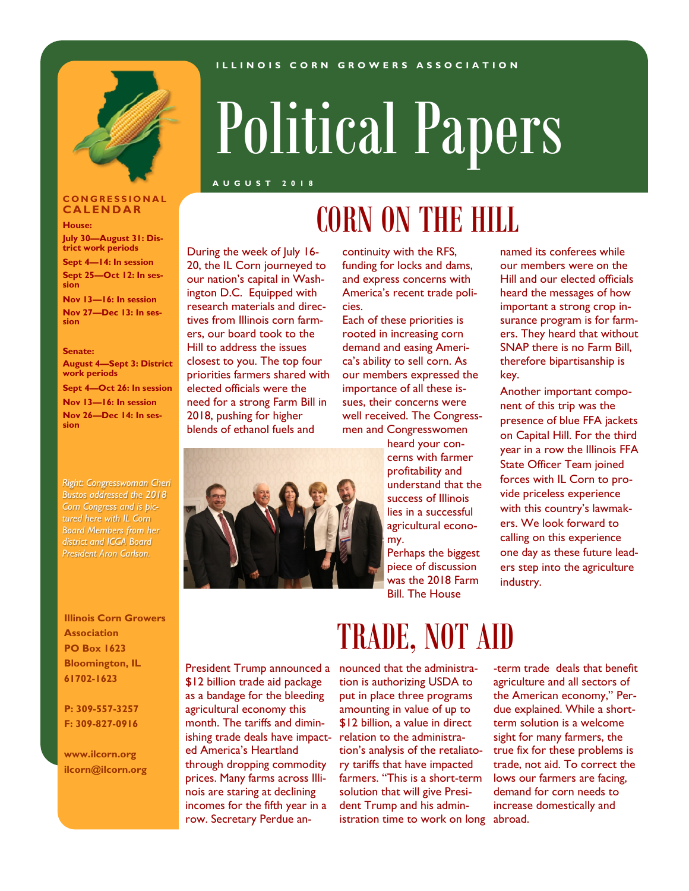ILLINOIS CORN GROWERS ASSOCIATION

# Political Papers

AUGUST 2018

## CONGRESSIONAL CALENDAR

**House:**

**July 30—August 31: District work periods**

**Sept 4—14: In session**

**Sept 25—Oct 12: In session**

**Nov 13—16: In session**

**Nov 27—Dec 13: In session**

**Senate:**

**August 4—Sept 3: District work periods**

**Sept 4—Oct 26: In session**

**Nov 13—16: In session**

**Nov 26—Dec 14: In session**

*Right: Congresswoman Cheri Bustos addressed the 2018 Corn Congress and is pictured here with IL Corn Board Members from her district and ICGA Board President Aron Carlson.*

**Illinois Corn Growers Association**
**PO Box 1623**
**Bloomington, IL 61702-1623**

**P: 309-557-3257**
**F: 309-827-0916**

**www.ilcorn.org**
**ilcorn@ilcorn.org**

## CORN ON THE HILL

During the week of July 16-20, the IL Corn journeyed to our nation's capital in Washington D.C. Equipped with research materials and directives from Illinois corn farmers, our board took to the Hill to address the issues closest to you. The top four priorities farmers shared with elected officials were the need for a strong Farm Bill in 2018, pushing for higher blends of ethanol fuels and continuity with the RFS, funding for locks and dams, and express concerns with America's recent trade policies.

Each of these priorities is rooted in increasing corn demand and easing America's ability to sell corn. As our members expressed the importance of all these issues, their concerns were well received. The Congressmen and Congresswomen heard your concerns with farmer profitability and understand that the success of Illinois lies in a successful agricultural economy.

Perhaps the biggest piece of discussion was the 2018 Farm Bill. The House named its conferees while our members were on the Hill and our elected officials heard the messages of how important a strong crop insurance program is for farmers. They heard that without SNAP there is no Farm Bill, therefore bipartisanship is key.

Another important component of this trip was the presence of blue FFA jackets on Capital Hill. For the third year in a row the Illinois FFA State Officer Team joined forces with IL Corn to provide priceless experience with this country's lawmakers. We look forward to calling on this experience one day as these future leaders step into the agriculture industry.

## TRADE, NOT AID

President Trump announced a $12 billion trade aid package as a bandage for the bleeding agricultural economy this month. The tariffs and diminishing trade deals have impacted America's Heartland through dropping commodity prices. Many farms across Illinois are staring at declining incomes for the fifth year in a row. Secretary Perdue announced that the administration is authorizing USDA to put in place three programs amounting in value of up to $12 billion, a value in direct relation to the administration's analysis of the retaliatory tariffs that have impacted farmers. "This is a short-term solution that will give President Trump and his administration time to work on long-term trade deals that benefit agriculture and all sectors of the American economy," Perdue explained. While a short-term solution is a welcome sight for many farmers, the true fix for these problems is trade, not aid. To correct the lows our farmers are facing, demand for corn needs to increase domestically and abroad.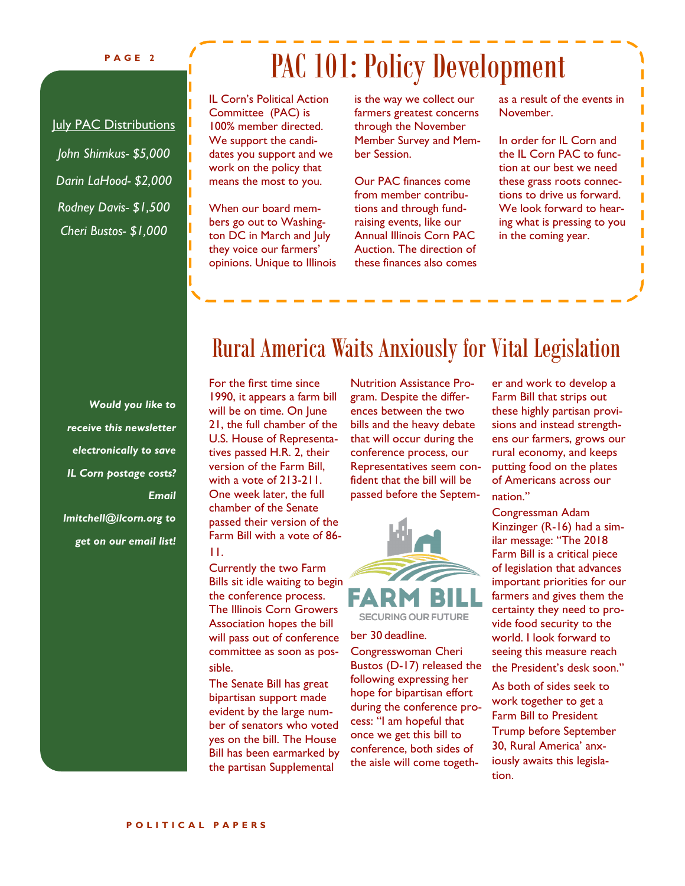# PAC 101: Policy Development

IL Corn's Political Action Committee (PAC) is 100% member directed. We support the candidates you support and we work on the policy that means the most to you.

When our board members go out to Washington DC in March and July they voice our farmers' opinions. Unique to Illinois is the way we collect our farmers greatest concerns through the November Member Survey and Member Session.

Our PAC finances come from member contributions and through fundraising events, like our Annual Illinois Corn PAC Auction. The direction of these finances also comes as a result of the events in November.

In order for IL Corn and the IL Corn PAC to function at our best we need these grass roots connections to drive us forward. We look forward to hearing what is pressing to you in the coming year.

July PAC Distributions

*John Shimkus- $5,000*

*Darin LaHood- $2,000*

*Rodney Davis- $1,500*

*Cheri Bustos- $1,000*

***Would you like to receive this newsletter electronically to save IL Corn postage costs? Email lmitchell@ilcorn.org to get on our email list!***

# Rural America Waits Anxiously for Vital Legislation

For the first time since 1990, it appears a farm bill will be on time. On June 21, the full chamber of the U.S. House of Representatives passed H.R. 2, their version of the Farm Bill, with a vote of 213-211. One week later, the full chamber of the Senate passed their version of the Farm Bill with a vote of 86-11.

Currently the two Farm Bills sit idle waiting to begin the conference process. The Illinois Corn Growers Association hopes the bill will pass out of conference committee as soon as possible.

The Senate Bill has great bipartisan support made evident by the large number of senators who voted yes on the bill. The House Bill has been earmarked by the partisan Supplemental Nutrition Assistance Program. Despite the differences between the two bills and the heavy debate that will occur during the conference process, our Representatives seem confident that the bill will be passed before the September 30 deadline.

Congresswoman Cheri Bustos (D-17) released the following expressing her hope for bipartisan effort during the conference process: "I am hopeful that once we get this bill to conference, both sides of the aisle will come together and work to develop a Farm Bill that strips out these highly partisan provisions and instead strengthens our farmers, grows our rural economy, and keeps putting food on the plates of Americans across our nation."

Congressman Adam Kinzinger (R-16) had a similar message: "The 2018 Farm Bill is a critical piece of legislation that advances important priorities for our farmers and gives them the certainty they need to provide food security to the world. I look forward to seeing this measure reach the President's desk soon."

As both of sides seek to work together to get a Farm Bill to President Trump before September 30, Rural America' anxiously awaits this legislation.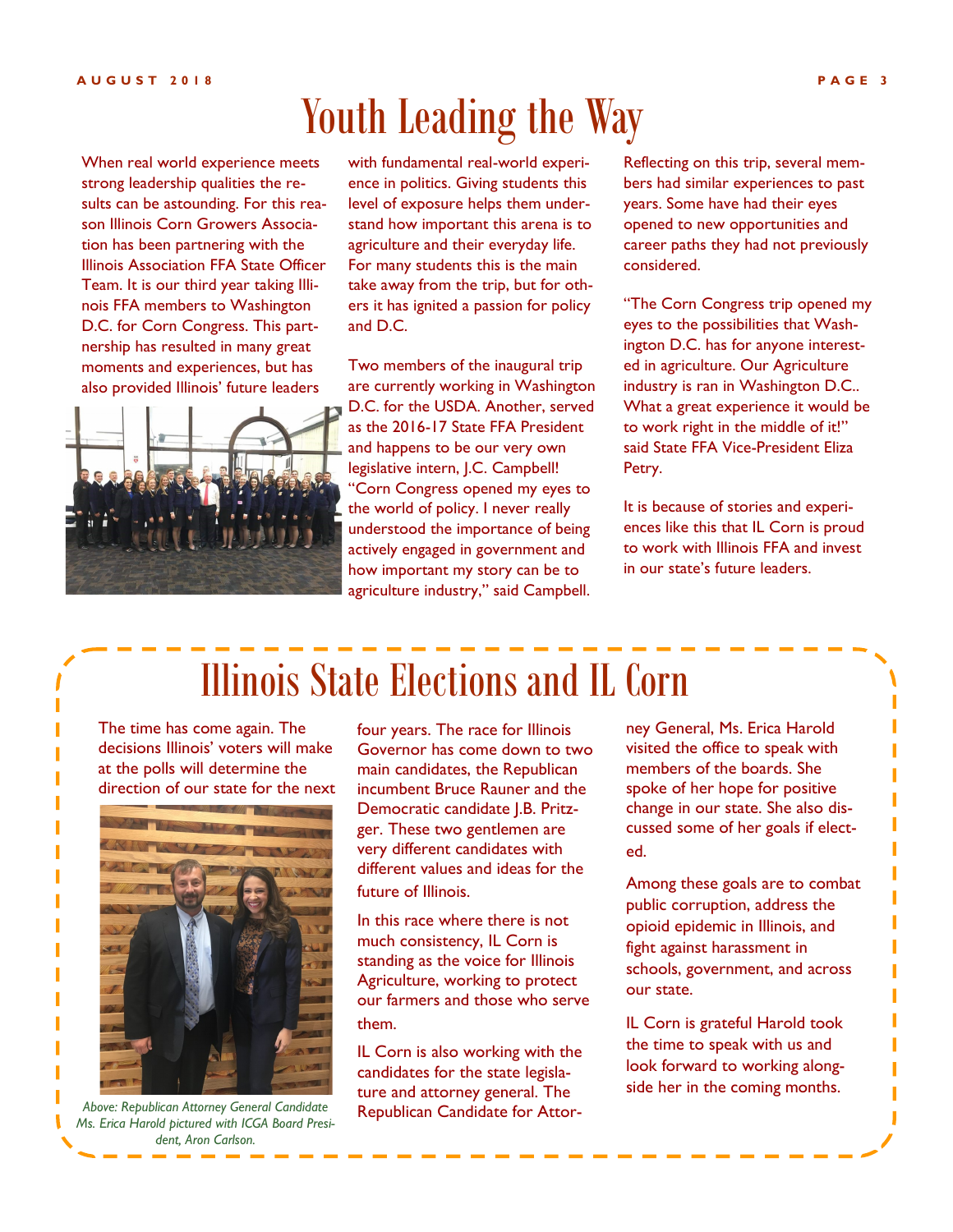# Youth Leading the Way

When real world experience meets strong leadership qualities the results can be astounding. For this reason Illinois Corn Growers Association has been partnering with the Illinois Association FFA State Officer Team. It is our third year taking Illinois FFA members to Washington D.C. for Corn Congress. This partnership has resulted in many great moments and experiences, but has also provided Illinois' future leaders with fundamental real-world experience in politics. Giving students this level of exposure helps them understand how important this arena is to agriculture and their everyday life. For many students this is the main take away from the trip, but for others it has ignited a passion for policy and D.C.

Two members of the inaugural trip are currently working in Washington D.C. for the USDA. Another, served as the 2016-17 State FFA President and happens to be our very own legislative intern, J.C. Campbell! "Corn Congress opened my eyes to the world of policy. I never really understood the importance of being actively engaged in government and how important my story can be to agriculture industry," said Campbell.

Reflecting on this trip, several members had similar experiences to past years. Some have had their eyes opened to new opportunities and career paths they had not previously considered.

"The Corn Congress trip opened my eyes to the possibilities that Washington D.C. has for anyone interested in agriculture. Our Agriculture industry is ran in Washington D.C.. What a great experience it would be to work right in the middle of it!" said State FFA Vice-President Eliza Petry.

It is because of stories and experiences like this that IL Corn is proud to work with Illinois FFA and invest in our state's future leaders.

# Illinois State Elections and IL Corn

The time has come again. The decisions Illinois' voters will make at the polls will determine the direction of our state for the next four years. The race for Illinois Governor has come down to two main candidates, the Republican incumbent Bruce Rauner and the Democratic candidate J.B. Pritzger. These two gentlemen are very different candidates with different values and ideas for the future of Illinois.

*Above: Republican Attorney General Candidate Ms. Erica Harold pictured with ICGA Board President, Aron Carlson.*

In this race where there is not much consistency, IL Corn is standing as the voice for Illinois Agriculture, working to protect our farmers and those who serve them.

IL Corn is also working with the candidates for the state legislature and attorney general. The Republican Candidate for Attorney General, Ms. Erica Harold visited the office to speak with members of the boards. She spoke of her hope for positive change in our state. She also discussed some of her goals if elected.

Among these goals are to combat public corruption, address the opioid epidemic in Illinois, and fight against harassment in schools, government, and across our state.

IL Corn is grateful Harold took the time to speak with us and look forward to working alongside her in the coming months.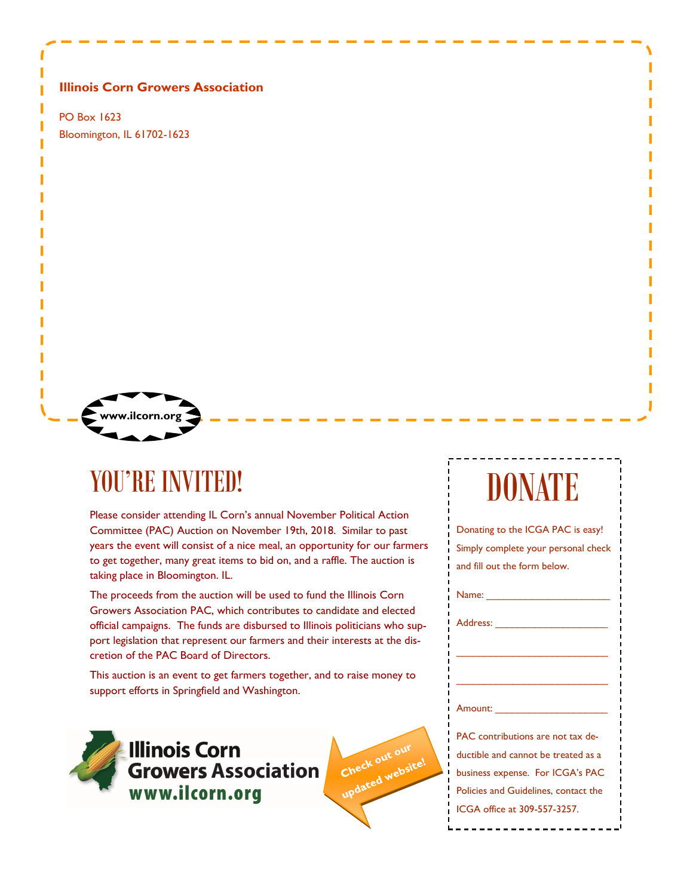**Illinois Corn Growers Association**

PO Box 1623
Bloomington, IL 61702-1623

www.ilcorn.org

# YOU'RE INVITED!

Please consider attending IL Corn's annual November Political Action Committee (PAC) Auction on November 19th, 2018. Similar to past years the event will consist of a nice meal, an opportunity for our farmers to get together, many great items to bid on, and a raffle. The auction is taking place in Bloomington. IL.

The proceeds from the auction will be used to fund the Illinois Corn Growers Association PAC, which contributes to candidate and elected official campaigns. The funds are disbursed to Illinois politicians who support legislation that represent our farmers and their interests at the discretion of the PAC Board of Directors.

This auction is an event to get farmers together, and to raise money to support efforts in Springfield and Washington.

Illinois Corn Growers Association
www.ilcorn.org

Check out our updated website!

# DONATE

Donating to the ICGA PAC is easy! Simply complete your personal check and fill out the form below.

Name: ______________________

Address: ____________________

____________________________

____________________________

Amount: ____________________

PAC contributions are not tax deductible and cannot be treated as a business expense. For ICGA's PAC Policies and Guidelines, contact the ICGA office at 309-557-3257.